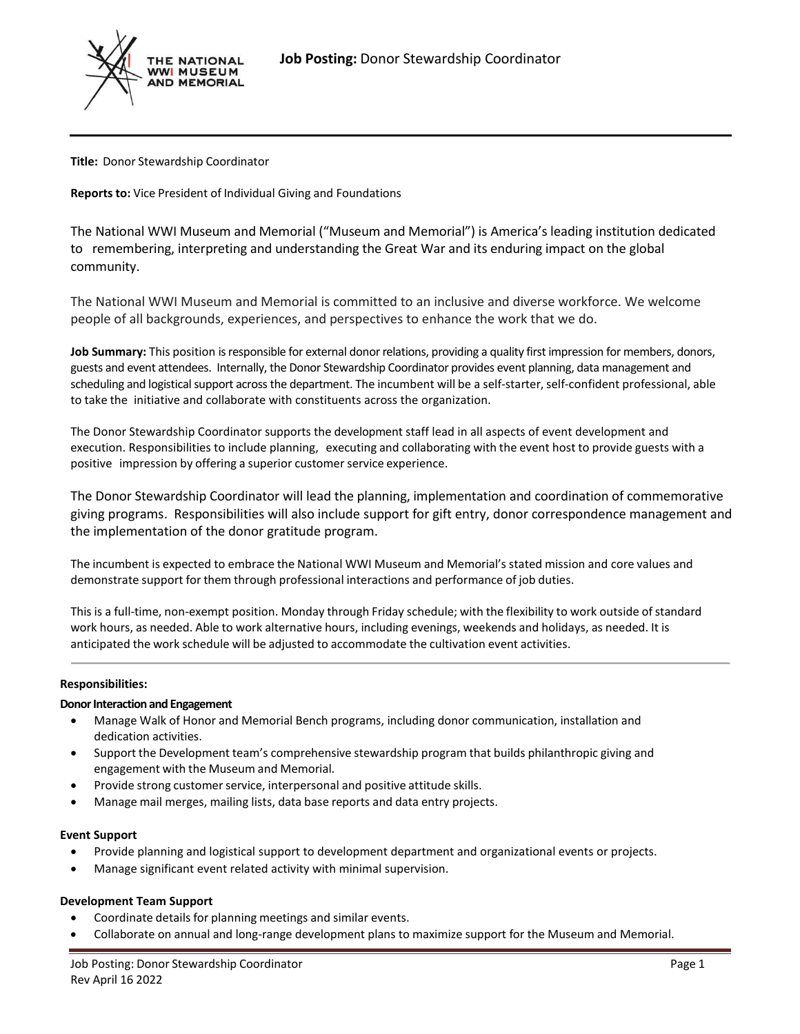THE NATIONAL WWI MUSEUM AND MEMORIAL

**Job Posting:** Donor Stewardship Coordinator

**Title:** Donor Stewardship Coordinator

**Reports to:** Vice President of Individual Giving and Foundations

The National WWI Museum and Memorial ("Museum and Memorial") is America's leading institution dedicated to remembering, interpreting and understanding the Great War and its enduring impact on the global community.

The National WWI Museum and Memorial is committed to an inclusive and diverse workforce. We welcome people of all backgrounds, experiences, and perspectives to enhance the work that we do.

**Job Summary:** This position is responsible for external donor relations, providing a quality first impression for members, donors, guests and event attendees. Internally, the Donor Stewardship Coordinator provides event planning, data management and scheduling and logistical support across the department. The incumbent will be a self-starter, self-confident professional, able to take the initiative and collaborate with constituents across the organization.

The Donor Stewardship Coordinator supports the development staff lead in all aspects of event development and execution. Responsibilities to include planning, executing and collaborating with the event host to provide guests with a positive impression by offering a superior customer service experience.

The Donor Stewardship Coordinator will lead the planning, implementation and coordination of commemorative giving programs. Responsibilities will also include support for gift entry, donor correspondence management and the implementation of the donor gratitude program.

The incumbent is expected to embrace the National WWI Museum and Memorial's stated mission and core values and demonstrate support for them through professional interactions and performance of job duties.

This is a full-time, non-exempt position. Monday through Friday schedule; with the flexibility to work outside of standard work hours, as needed. Able to work alternative hours, including evenings, weekends and holidays, as needed. It is anticipated the work schedule will be adjusted to accommodate the cultivation event activities.

**Responsibilities:**

**Donor Interaction and Engagement**

- Manage Walk of Honor and Memorial Bench programs, including donor communication, installation and dedication activities.
- Support the Development team's comprehensive stewardship program that builds philanthropic giving and engagement with the Museum and Memorial.
- Provide strong customer service, interpersonal and positive attitude skills.
- Manage mail merges, mailing lists, data base reports and data entry projects.

**Event Support**

- Provide planning and logistical support to development department and organizational events or projects.
- Manage significant event related activity with minimal supervision.

**Development Team Support**

- Coordinate details for planning meetings and similar events.
- Collaborate on annual and long-range development plans to maximize support for the Museum and Memorial.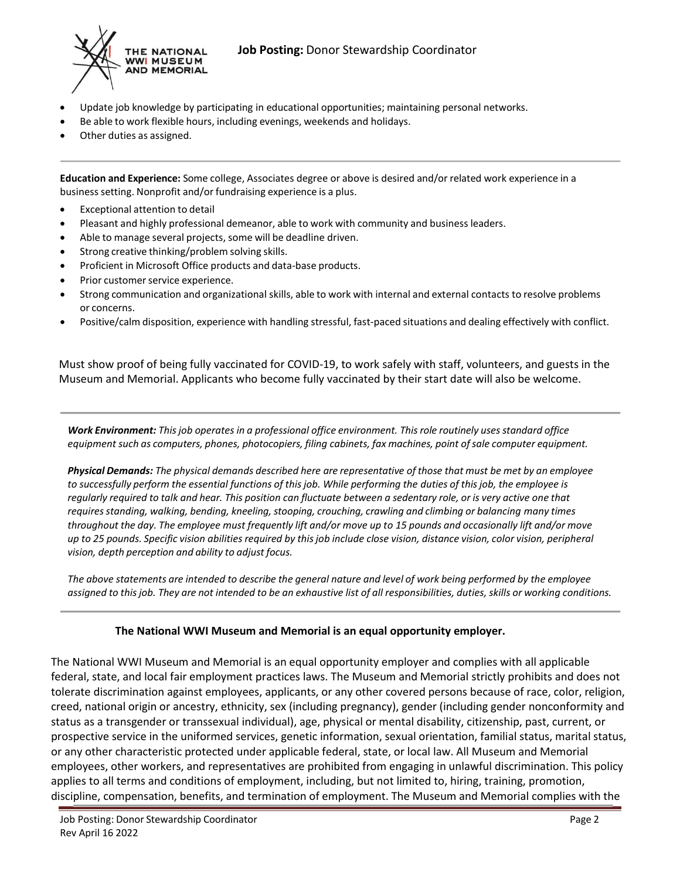- Update job knowledge by participating in educational opportunities; maintaining personal networks.
- Be able to work flexible hours, including evenings, weekends and holidays.
- Other duties as assigned.

---

**Education and Experience:** Some college, Associates degree or above is desired and/or related work experience in a business setting. Nonprofit and/or fundraising experience is a plus.

- Exceptional attention to detail
- Pleasant and highly professional demeanor, able to work with community and business leaders.
- Able to manage several projects, some will be deadline driven.
- Strong creative thinking/problem solving skills.
- Proficient in Microsoft Office products and data-base products.
- Prior customer service experience.
- Strong communication and organizational skills, able to work with internal and external contacts to resolve problems or concerns.
- Positive/calm disposition, experience with handling stressful, fast-paced situations and dealing effectively with conflict.

Must show proof of being fully vaccinated for COVID-19, to work safely with staff, volunteers, and guests in the Museum and Memorial. Applicants who become fully vaccinated by their start date will also be welcome.

---

***Work Environment:*** *This job operates in a professional office environment. This role routinely uses standard office equipment such as computers, phones, photocopiers, filing cabinets, fax machines, point of sale computer equipment.*

***Physical Demands:*** *The physical demands described here are representative of those that must be met by an employee to successfully perform the essential functions of this job. While performing the duties of this job, the employee is regularly required to talk and hear. This position can fluctuate between a sedentary role, or is very active one that requires standing, walking, bending, kneeling, stooping, crouching, crawling and climbing or balancing many times throughout the day. The employee must frequently lift and/or move up to 15 pounds and occasionally lift and/or move up to 25 pounds. Specific vision abilities required by this job include close vision, distance vision, color vision, peripheral vision, depth perception and ability to adjust focus.*

*The above statements are intended to describe the general nature and level of work being performed by the employee assigned to this job. They are not intended to be an exhaustive list of all responsibilities, duties, skills or working conditions.*

---

**The National WWI Museum and Memorial is an equal opportunity employer.**

The National WWI Museum and Memorial is an equal opportunity employer and complies with all applicable federal, state, and local fair employment practices laws. The Museum and Memorial strictly prohibits and does not tolerate discrimination against employees, applicants, or any other covered persons because of race, color, religion, creed, national origin or ancestry, ethnicity, sex (including pregnancy), gender (including gender nonconformity and status as a transgender or transsexual individual), age, physical or mental disability, citizenship, past, current, or prospective service in the uniformed services, genetic information, sexual orientation, familial status, marital status, or any other characteristic protected under applicable federal, state, or local law. All Museum and Memorial employees, other workers, and representatives are prohibited from engaging in unlawful discrimination. This policy applies to all terms and conditions of employment, including, but not limited to, hiring, training, promotion, discipline, compensation, benefits, and termination of employment. The Museum and Memorial complies with the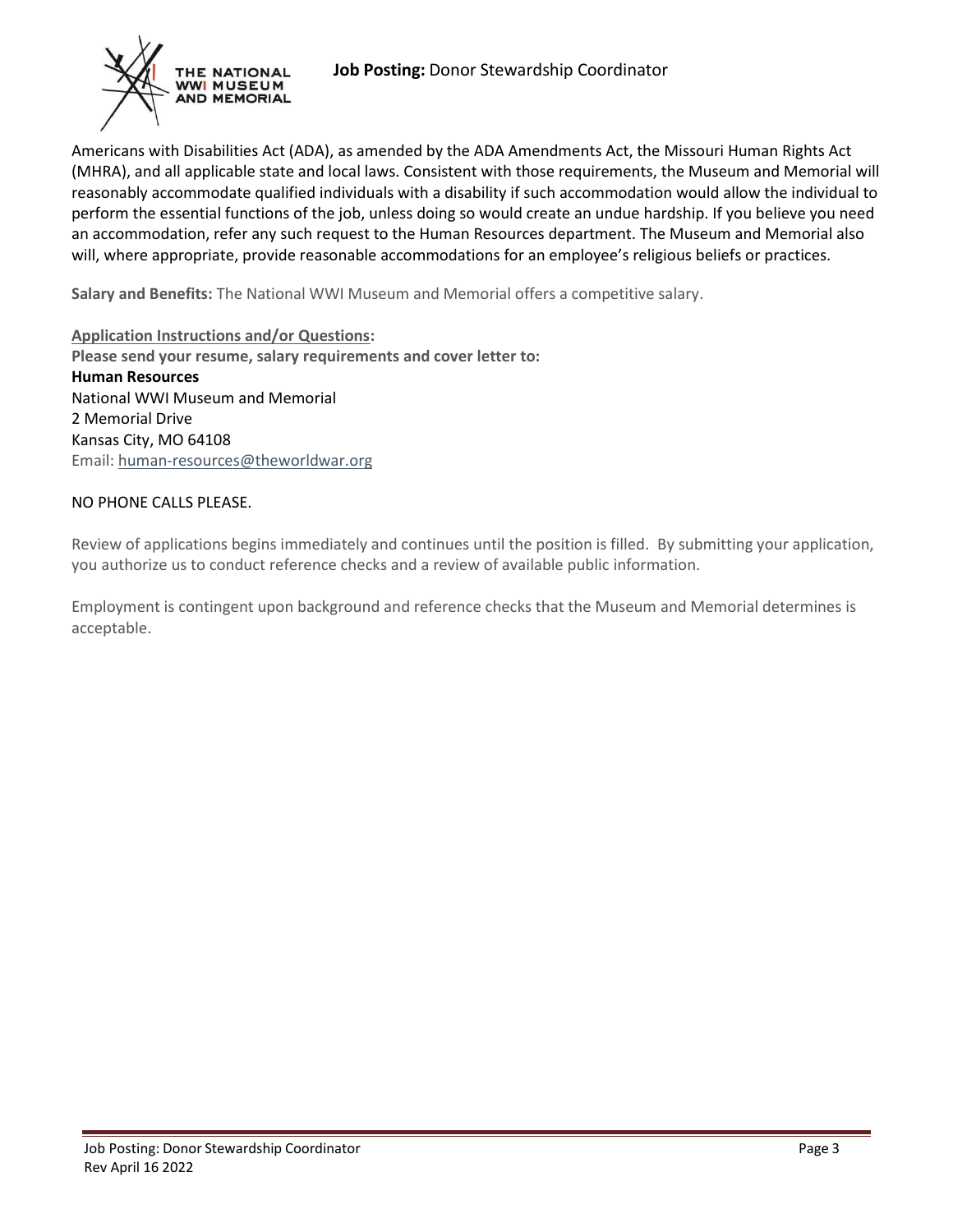Americans with Disabilities Act (ADA), as amended by the ADA Amendments Act, the Missouri Human Rights Act (MHRA), and all applicable state and local laws. Consistent with those requirements, the Museum and Memorial will reasonably accommodate qualified individuals with a disability if such accommodation would allow the individual to perform the essential functions of the job, unless doing so would create an undue hardship. If you believe you need an accommodation, refer any such request to the Human Resources department. The Museum and Memorial also will, where appropriate, provide reasonable accommodations for an employee's religious beliefs or practices.

**Salary and Benefits:** The National WWI Museum and Memorial offers a competitive salary.

**Application Instructions and/or Questions:**
**Please send your resume, salary requirements and cover letter to:**
**Human Resources**
National WWI Museum and Memorial
2 Memorial Drive
Kansas City, MO 64108
Email: human-resources@theworldwar.org

NO PHONE CALLS PLEASE.

Review of applications begins immediately and continues until the position is filled. By submitting your application, you authorize us to conduct reference checks and a review of available public information.

Employment is contingent upon background and reference checks that the Museum and Memorial determines is acceptable.